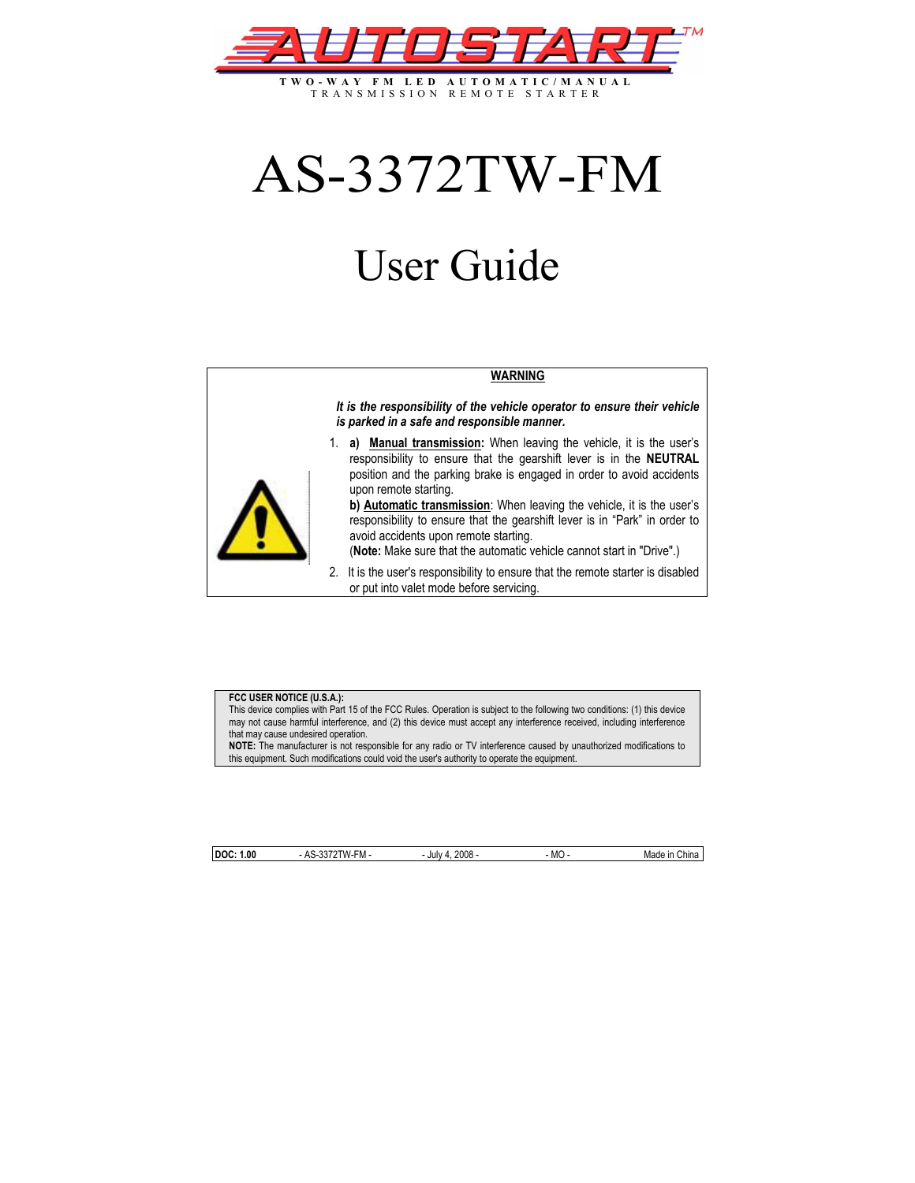# AUTOSTART™

**TWO-WAY FM LED AUTOMATIC/MANUAL**
TRANSMISSION REMOTE STARTER

# AS-3372TW-FM

# User Guide

**WARNING**

***It is the responsibility of the vehicle operator to ensure their vehicle is parked in a safe and responsible manner.***

1. **a)** **Manual transmission:** When leaving the vehicle, it is the user's responsibility to ensure that the gearshift lever is in the **NEUTRAL** position and the parking brake is engaged in order to avoid accidents upon remote starting.
   **b)** **Automatic transmission**: When leaving the vehicle, it is the user's responsibility to ensure that the gearshift lever is in "Park" in order to avoid accidents upon remote starting.
   (**Note:** Make sure that the automatic vehicle cannot start in "Drive".)
2. It is the user's responsibility to ensure that the remote starter is disabled or put into valet mode before servicing.

**FCC USER NOTICE (U.S.A.):**
This device complies with Part 15 of the FCC Rules. Operation is subject to the following two conditions: (1) this device may not cause harmful interference, and (2) this device must accept any interference received, including interference that may cause undesired operation.
**NOTE:** The manufacturer is not responsible for any radio or TV interference caused by unauthorized modifications to this equipment. Such modifications could void the user's authority to operate the equipment.

| **DOC: 1.00** | - AS-3372TW-FM - | - July 4, 2008 - | - MO - | Made in China |
|---|---|---|---|---|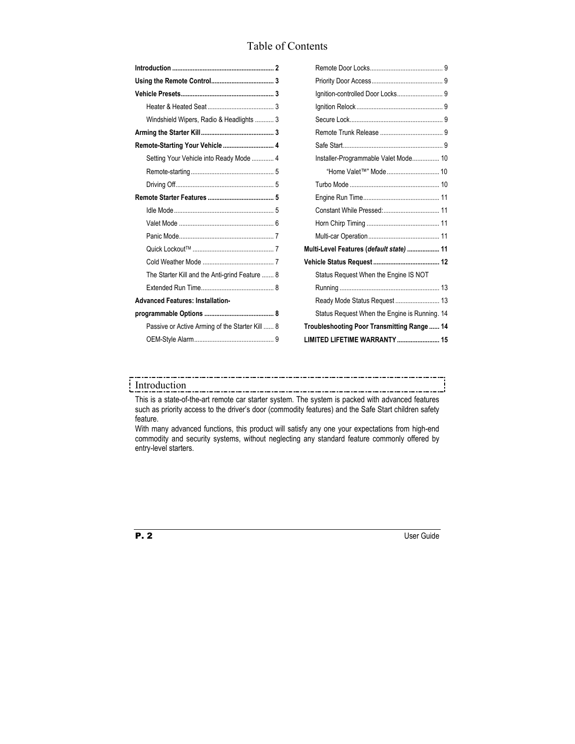# Table of Contents

- **Introduction ............................................................ 2**
- **Using the Remote Control..................................... 3**
- **Vehicle Presets....................................................... 3**
  - Heater & Heated Seat ....................................... 3
  - Windshield Wipers, Radio & Headlights ........... 3
- **Arming the Starter Kill........................................... 3**
- **Remote-Starting Your Vehicle .............................. 4**
  - Setting Your Vehicle into Ready Mode ............. 4
  - Remote-starting ................................................ 5
  - Driving Off.......................................................... 5
- **Remote Starter Features ....................................... 5**
  - Idle Mode ........................................................... 5
  - Valet Mode ........................................................ 6
  - Panic Mode........................................................ 7
  - Quick Lockout™ ................................................ 7
  - Cold Weather Mode .......................................... 7
  - The Starter Kill and the Anti-grind Feature ....... 8
  - Extended Run Time........................................... 8
- **Advanced Features: Installation-programmable Options ......................................... 8**
  - Passive or Active Arming of the Starter Kill ...... 8
  - OEM-Style Alarm............................................... 9
  - Remote Door Locks........................................... 9
  - Priority Door Access.......................................... 9
  - Ignition-controlled Door Locks........................... 9
  - Ignition Relock ................................................... 9
  - Secure Lock....................................................... 9
  - Remote Trunk Release ..................................... 9
  - Safe Start........................................................... 9
  - Installer-Programmable Valet Mode................ 10
    - "Home Valet™" Mode ............................... 10
  - Turbo Mode ..................................................... 10
  - Engine Run Time............................................. 11
  - Constant While Pressed:................................. 11
  - Horn Chirp Timing ........................................... 11
  - Multi-car Operation .......................................... 11
- **Multi-Level Features (*default state*) ................... 11**
- **Vehicle Status Request ....................................... 12**
  - Status Request When the Engine IS NOT Running ........................................................... 13
  - Ready Mode Status Request .......................... 13
  - Status Request When the Engine is Running. 14
- **Troubleshooting Poor Transmitting Range ...... 14**
- **LIMITED LIFETIME WARRANTY ......................... 15**

## Introduction

This is a state-of-the-art remote car starter system. The system is packed with advanced features such as priority access to the driver's door (commodity features) and the Safe Start children safety feature.

With many advanced functions, this product will satisfy any one your expectations from high-end commodity and security systems, without neglecting any standard feature commonly offered by entry-level starters.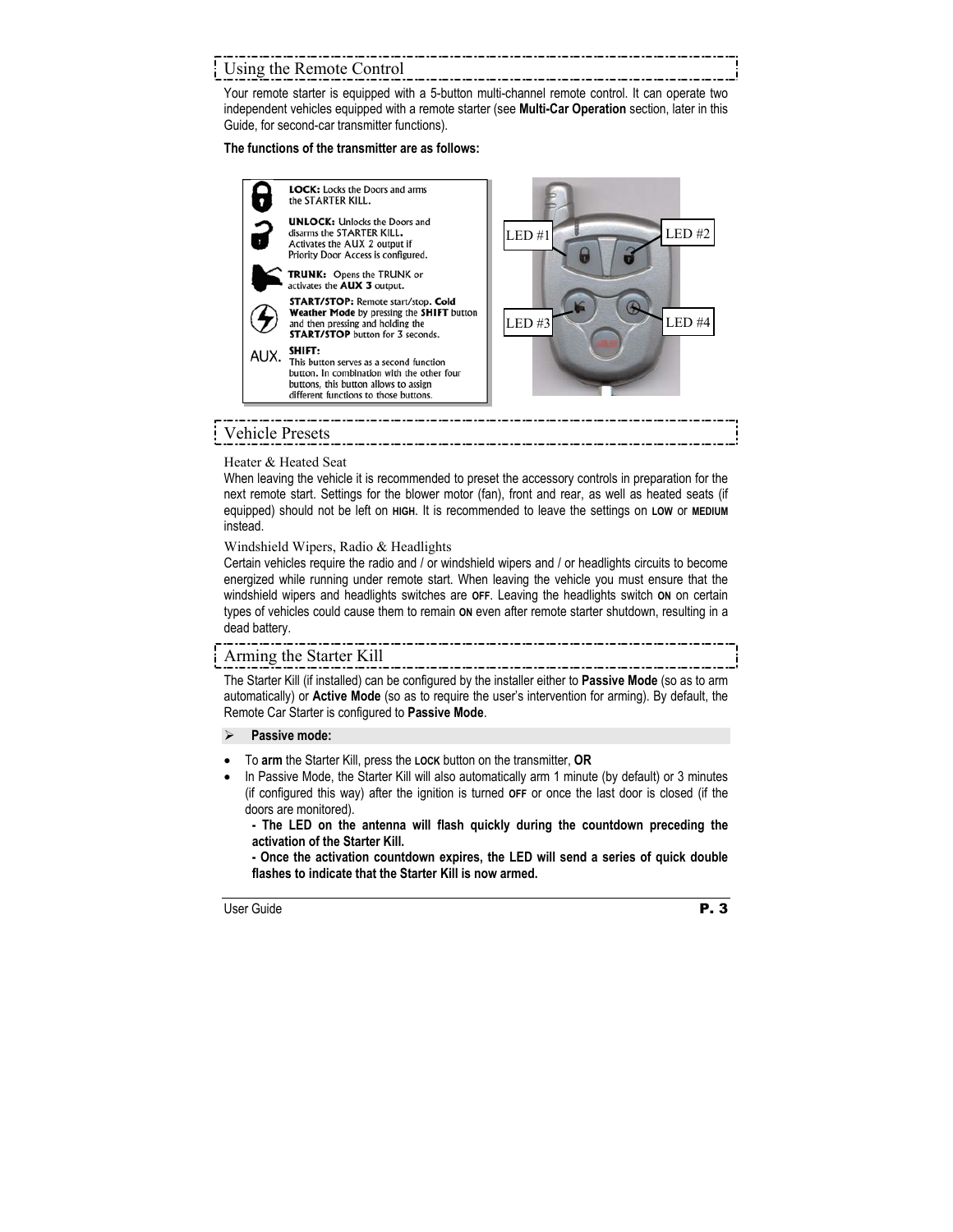## Using the Remote Control

Your remote starter is equipped with a 5-button multi-channel remote control. It can operate two independent vehicles equipped with a remote starter (see **Multi-Car Operation** section, later in this Guide, for second-car transmitter functions).

**The functions of the transmitter are as follows:**

**LOCK:** Locks the Doors and arms the STARTER KILL.

**UNLOCK:** Unlocks the Doors and disarms the STARTER KILL. Activates the AUX 2 output if Priority Door Access is configured.

**TRUNK:** Opens the TRUNK or activates the **AUX 3** output.

**START/STOP:** Remote start/stop. **Cold Weather Mode** by pressing the **SHIFT** button and then pressing and holding the **START/STOP** button for 3 seconds.

AUX. **SHIFT:** This button serves as a second function button. In combination with the other four buttons, this button allows to assign different functions to those buttons.

LED #1 LED #2 LED #3 LED #4

## Vehicle Presets

### Heater & Heated Seat

When leaving the vehicle it is recommended to preset the accessory controls in preparation for the next remote start. Settings for the blower motor (fan), front and rear, as well as heated seats (if equipped) should not be left on **HIGH**. It is recommended to leave the settings on **LOW** or **MEDIUM** instead.

### Windshield Wipers, Radio & Headlights

Certain vehicles require the radio and / or windshield wipers and / or headlights circuits to become energized while running under remote start. When leaving the vehicle you must ensure that the windshield wipers and headlights switches are **OFF**. Leaving the headlights switch **ON** on certain types of vehicles could cause them to remain **ON** even after remote starter shutdown, resulting in a dead battery.

## Arming the Starter Kill

The Starter Kill (if installed) can be configured by the installer either to **Passive Mode** (so as to arm automatically) or **Active Mode** (so as to require the user's intervention for arming). By default, the Remote Car Starter is configured to **Passive Mode**.

- **Passive mode:**

- To **arm** the Starter Kill, press the **LOCK** button on the transmitter, **OR**
- In Passive Mode, the Starter Kill will also automatically arm 1 minute (by default) or 3 minutes (if configured this way) after the ignition is turned **OFF** or once the last door is closed (if the doors are monitored).

  **- The LED on the antenna will flash quickly during the countdown preceding the activation of the Starter Kill.**

  **- Once the activation countdown expires, the LED will send a series of quick double flashes to indicate that the Starter Kill is now armed.**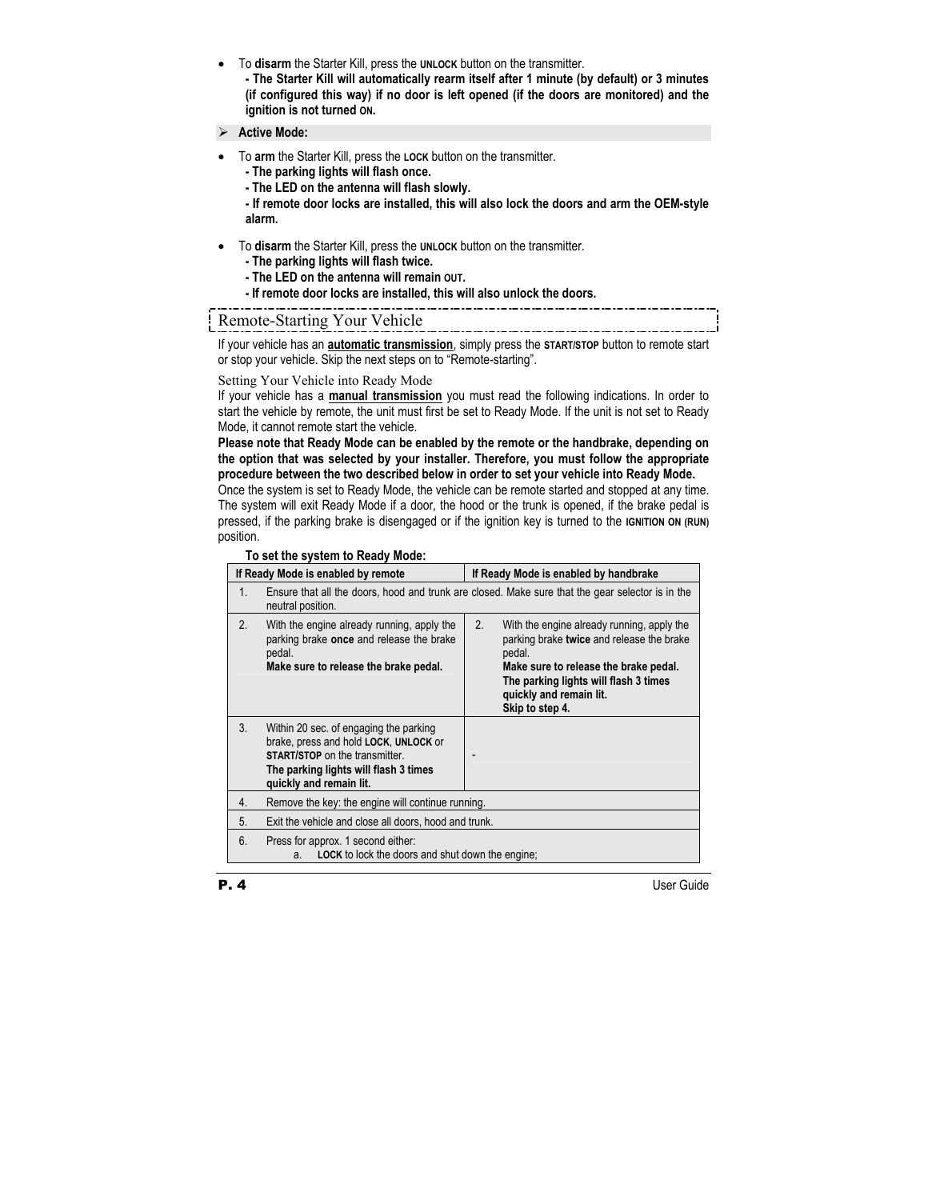- To **disarm** the Starter Kill, press the **UNLOCK** button on the transmitter.
  **- The Starter Kill will automatically rearm itself after 1 minute (by default) or 3 minutes (if configured this way) if no door is left opened (if the doors are monitored) and the ignition is not turned ON.**

➢ **Active Mode:**

- To **arm** the Starter Kill, press the **LOCK** button on the transmitter.
  **- The parking lights will flash once.**
  **- The LED on the antenna will flash slowly.**
  **- If remote door locks are installed, this will also lock the doors and arm the OEM-style alarm.**

- To **disarm** the Starter Kill, press the **UNLOCK** button on the transmitter.
  **- The parking lights will flash twice.**
  **- The LED on the antenna will remain OUT.**
  **- If remote door locks are installed, this will also unlock the doors.**

## Remote-Starting Your Vehicle

If your vehicle has an **automatic transmission**, simply press the **START/STOP** button to remote start or stop your vehicle. Skip the next steps on to "Remote-starting".

### Setting Your Vehicle into Ready Mode

If your vehicle has a **manual transmission** you must read the following indications. In order to start the vehicle by remote, the unit must first be set to Ready Mode. If the unit is not set to Ready Mode, it cannot remote start the vehicle.

**Please note that Ready Mode can be enabled by the remote or the handbrake, depending on the option that was selected by your installer. Therefore, you must follow the appropriate procedure between the two described below in order to set your vehicle into Ready Mode.**

Once the system is set to Ready Mode, the vehicle can be remote started and stopped at any time. The system will exit Ready Mode if a door, the hood or the trunk is opened, if the brake pedal is pressed, if the parking brake is disengaged or if the ignition key is turned to the **IGNITION ON (RUN)** position.

**To set the system to Ready Mode:**

| If Ready Mode is enabled by remote | If Ready Mode is enabled by handbrake |
|---|---|
| 1. Ensure that all the doors, hood and trunk are closed. Make sure that the gear selector is in the neutral position. | |
| 2. With the engine already running, apply the parking brake **once** and release the brake pedal. **Make sure to release the brake pedal.** | 2. With the engine already running, apply the parking brake **twice** and release the brake pedal. **Make sure to release the brake pedal. The parking lights will flash 3 times quickly and remain lit. Skip to step 4.** |
| 3. Within 20 sec. of engaging the parking brake, press and hold **LOCK**, **UNLOCK** or **START/STOP** on the transmitter. **The parking lights will flash 3 times quickly and remain lit.** | - |
| 4. Remove the key: the engine will continue running. | |
| 5. Exit the vehicle and close all doors, hood and trunk. | |
| 6. Press for approx. 1 second either: a. **LOCK** to lock the doors and shut down the engine; | |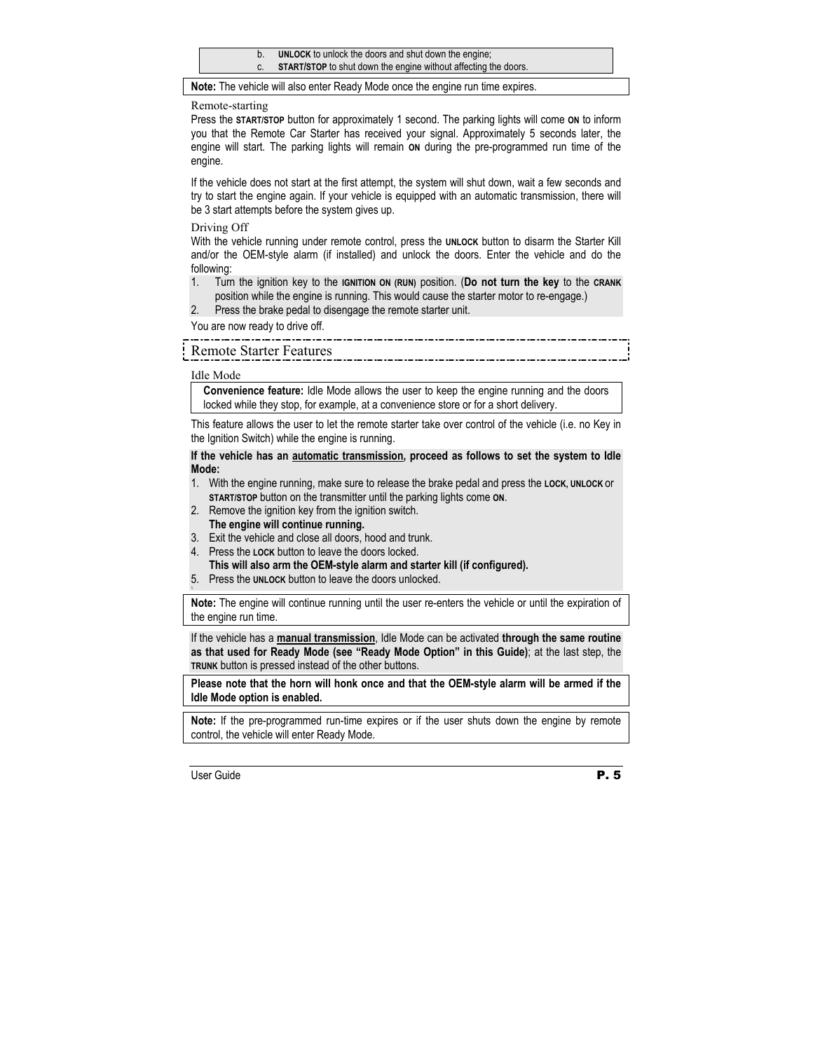b. **UNLOCK** to unlock the doors and shut down the engine;
c. **START/STOP** to shut down the engine without affecting the doors.

**Note:** The vehicle will also enter Ready Mode once the engine run time expires.

### Remote-starting

Press the **START/STOP** button for approximately 1 second. The parking lights will come **ON** to inform you that the Remote Car Starter has received your signal. Approximately 5 seconds later, the engine will start. The parking lights will remain **ON** during the pre-programmed run time of the engine.

If the vehicle does not start at the first attempt, the system will shut down, wait a few seconds and try to start the engine again. If your vehicle is equipped with an automatic transmission, there will be 3 start attempts before the system gives up.

### Driving Off

With the vehicle running under remote control, press the **UNLOCK** button to disarm the Starter Kill and/or the OEM-style alarm (if installed) and unlock the doors. Enter the vehicle and do the following:

1. Turn the ignition key to the **IGNITION ON (RUN)** position. (**Do not turn the key** to the **CRANK** position while the engine is running. This would cause the starter motor to re-engage.)
2. Press the brake pedal to disengage the remote starter unit.

You are now ready to drive off.

## Remote Starter Features

### Idle Mode

**Convenience feature:** Idle Mode allows the user to keep the engine running and the doors locked while they stop, for example, at a convenience store or for a short delivery.

This feature allows the user to let the remote starter take over control of the vehicle (i.e. no Key in the Ignition Switch) while the engine is running.

**If the vehicle has an <u>automatic transmission</u>, proceed as follows to set the system to Idle Mode:**

1. With the engine running, make sure to release the brake pedal and press the **LOCK**, **UNLOCK** or **START/STOP** button on the transmitter until the parking lights come **ON**.
2. Remove the ignition key from the ignition switch.
   **The engine will continue running.**
3. Exit the vehicle and close all doors, hood and trunk.
4. Press the **LOCK** button to leave the doors locked.
   **This will also arm the OEM-style alarm and starter kill (if configured).**
5. Press the **UNLOCK** button to leave the doors unlocked.

**Note:** The engine will continue running until the user re-enters the vehicle or until the expiration of the engine run time.

If the vehicle has a **<u>manual transmission</u>**, Idle Mode can be activated **through the same routine as that used for Ready Mode (see "Ready Mode Option" in this Guide)**; at the last step, the **TRUNK** button is pressed instead of the other buttons.

**Please note that the horn will honk once and that the OEM-style alarm will be armed if the Idle Mode option is enabled.**

**Note:** If the pre-programmed run-time expires or if the user shuts down the engine by remote control, the vehicle will enter Ready Mode.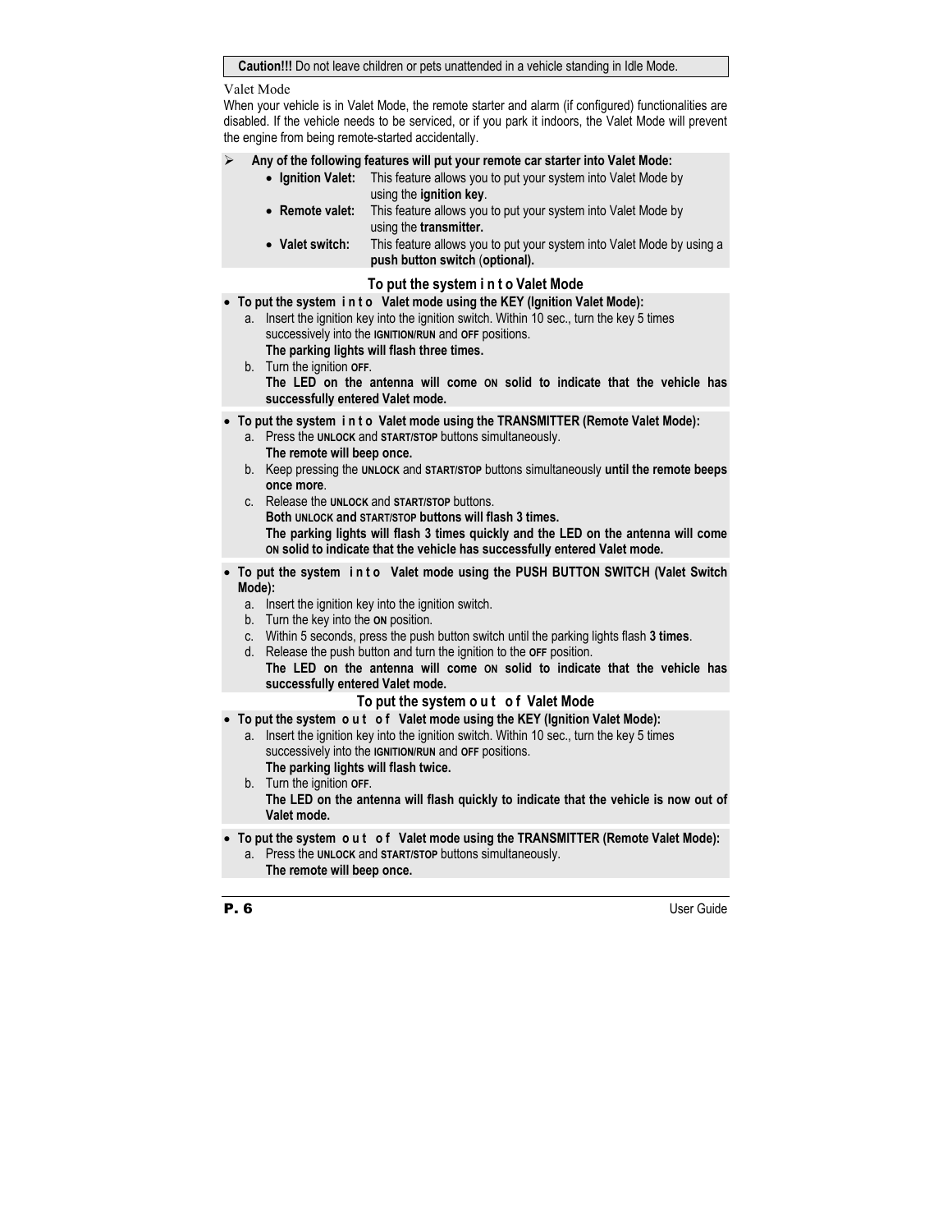**Caution!!!** Do not leave children or pets unattended in a vehicle standing in Idle Mode.

## Valet Mode

When your vehicle is in Valet Mode, the remote starter and alarm (if configured) functionalities are disabled. If the vehicle needs to be serviced, or if you park it indoors, the Valet Mode will prevent the engine from being remote-started accidentally.

- **Any of the following features will put your remote car starter into Valet Mode:**
  - **Ignition Valet:** This feature allows you to put your system into Valet Mode by using the **ignition key**.
  - **Remote valet:** This feature allows you to put your system into Valet Mode by using the **transmitter.**
  - **Valet switch:** This feature allows you to put your system into Valet Mode by using a **push button switch** (**optional).**

### To put the system into Valet Mode

- **To put the system into Valet mode using the KEY (Ignition Valet Mode):**
  a. Insert the ignition key into the ignition switch. Within 10 sec., turn the key 5 times successively into the IGNITION/RUN and OFF positions.
     **The parking lights will flash three times.**
  b. Turn the ignition OFF.
     **The LED on the antenna will come ON solid to indicate that the vehicle has successfully entered Valet mode.**

- **To put the system into Valet mode using the TRANSMITTER (Remote Valet Mode):**
  a. Press the UNLOCK and START/STOP buttons simultaneously.
     **The remote will beep once.**
  b. Keep pressing the UNLOCK and START/STOP buttons simultaneously **until the remote beeps once more**.
  c. Release the UNLOCK and START/STOP buttons.
     **Both UNLOCK and START/STOP buttons will flash 3 times.**
     **The parking lights will flash 3 times quickly and the LED on the antenna will come ON solid to indicate that the vehicle has successfully entered Valet mode.**

- **To put the system into Valet mode using the PUSH BUTTON SWITCH (Valet Switch Mode):**
  a. Insert the ignition key into the ignition switch.
  b. Turn the key into the ON position.
  c. Within 5 seconds, press the push button switch until the parking lights flash **3 times**.
  d. Release the push button and turn the ignition to the OFF position.
     **The LED on the antenna will come ON solid to indicate that the vehicle has successfully entered Valet mode.**

### To put the system out of Valet Mode

- **To put the system out of Valet mode using the KEY (Ignition Valet Mode):**
  a. Insert the ignition key into the ignition switch. Within 10 sec., turn the key 5 times successively into the IGNITION/RUN and OFF positions.
     **The parking lights will flash twice.**
  b. Turn the ignition OFF.
     **The LED on the antenna will flash quickly to indicate that the vehicle is now out of Valet mode.**

- **To put the system out of Valet mode using the TRANSMITTER (Remote Valet Mode):**
  a. Press the UNLOCK and START/STOP buttons simultaneously.
     **The remote will beep once.**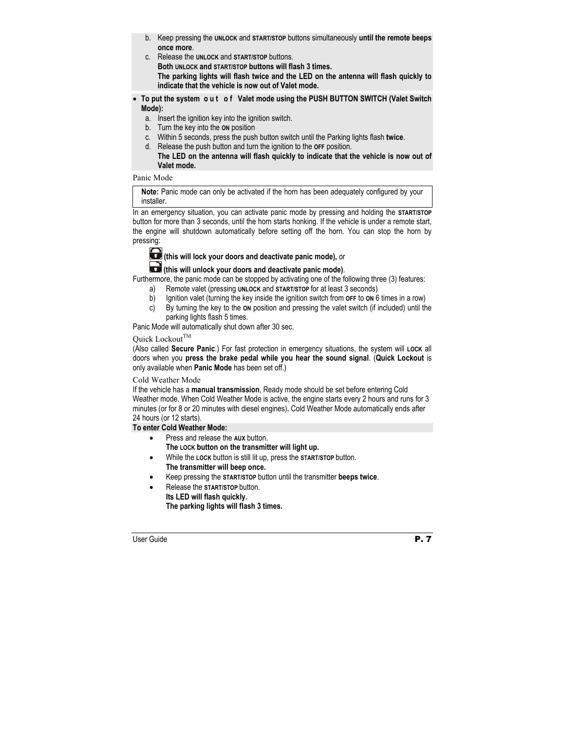b. Keep pressing the **UNLOCK** and **START/STOP** buttons simultaneously **until the remote beeps once more**.

c. Release the **UNLOCK** and **START/STOP** buttons.
**Both UNLOCK and START/STOP buttons will flash 3 times.**
**The parking lights will flash twice and the LED on the antenna will flash quickly to indicate that the vehicle is now out of Valet mode.**

- **To put the system out of Valet mode using the PUSH BUTTON SWITCH (Valet Switch Mode):**
  a. Insert the ignition key into the ignition switch.
  b. Turn the key into the **ON** position
  c. Within 5 seconds, press the push button switch until the Parking lights flash **twice**.
  d. Release the push button and turn the ignition to the **OFF** position.
  **The LED on the antenna will flash quickly to indicate that the vehicle is now out of Valet mode.**

## Panic Mode

> **Note:** Panic mode can only be activated if the horn has been adequately configured by your installer.

In an emergency situation, you can activate panic mode by pressing and holding the **START/STOP** button for more than 3 seconds, until the horn starts honking. If the vehicle is under a remote start, the engine will shutdown automatically before setting off the horn. You can stop the horn by pressing:

**(this will lock your doors and deactivate panic mode),** or

**(this will unlock your doors and deactivate panic mode)**.

Furthermore, the panic mode can be stopped by activating one of the following three (3) features:

a) Remote valet (pressing **UNLOCK** and **START/STOP** for at least 3 seconds)
b) Ignition valet (turning the key inside the ignition switch from **OFF** to **ON** 6 times in a row)
c) By turning the key to the **ON** position and pressing the valet switch (if included) until the parking lights flash 5 times.

Panic Mode will automatically shut down after 30 sec.

## Quick Lockout™

(Also called **Secure Panic**.) For fast protection in emergency situations, the system will **LOCK** all doors when you **press the brake pedal while you hear the sound signal**. (**Quick Lockout** is only available when **Panic Mode** has been set off.)

## Cold Weather Mode

If the vehicle has a **manual transmission**, Ready mode should be set before entering Cold Weather mode. When Cold Weather Mode is active, the engine starts every 2 hours and runs for 3 minutes (or for 8 or 20 minutes with diesel engines)**.** Cold Weather Mode automatically ends after 24 hours (or 12 starts).

**To enter Cold Weather Mode:**

- Press and release the **AUX** button.
  **The LOCK button on the transmitter will light up.**
- While the **LOCK** button is still lit up, press the **START/STOP** button.
  **The transmitter will beep once.**
- Keep pressing the **START/STOP** button until the transmitter **beeps twice**.
- Release the **START/STOP** button.
  **Its LED will flash quickly.**
  **The parking lights will flash 3 times.**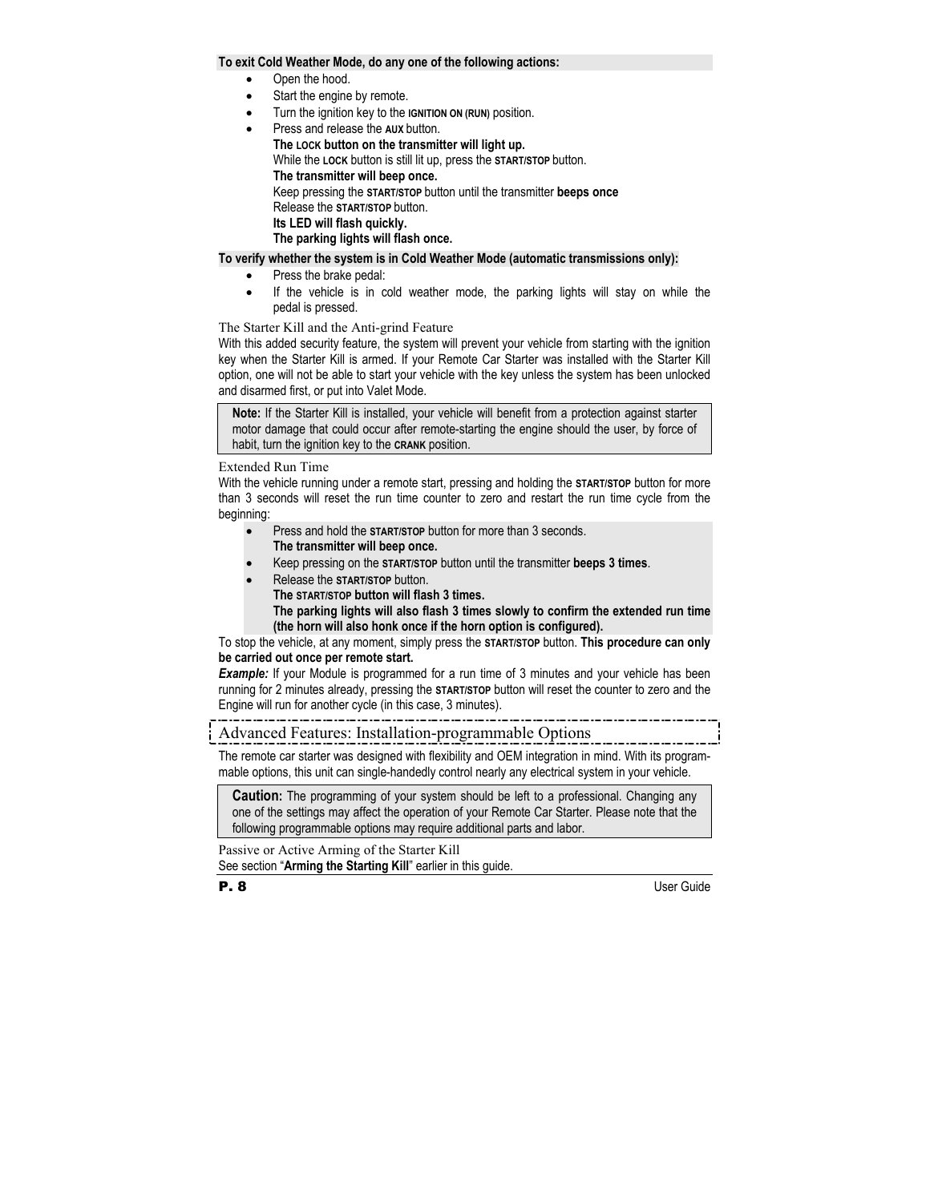**To exit Cold Weather Mode, do any one of the following actions:**

- Open the hood.
- Start the engine by remote.
- Turn the ignition key to the **IGNITION ON (RUN)** position.
- Press and release the **AUX** button.
  **The LOCK button on the transmitter will light up.**
  While the **LOCK** button is still lit up, press the **START/STOP** button.
  **The transmitter will beep once.**
  Keep pressing the **START/STOP** button until the transmitter **beeps once**
  Release the **START/STOP** button.
  **Its LED will flash quickly.**
  **The parking lights will flash once.**

**To verify whether the system is in Cold Weather Mode (automatic transmissions only):**

- Press the brake pedal:
- If the vehicle is in cold weather mode, the parking lights will stay on while the pedal is pressed.

### The Starter Kill and the Anti-grind Feature

With this added security feature, the system will prevent your vehicle from starting with the ignition key when the Starter Kill is armed. If your Remote Car Starter was installed with the Starter Kill option, one will not be able to start your vehicle with the key unless the system has been unlocked and disarmed first, or put into Valet Mode.

> **Note:** If the Starter Kill is installed, your vehicle will benefit from a protection against starter motor damage that could occur after remote-starting the engine should the user, by force of habit, turn the ignition key to the **CRANK** position.

### Extended Run Time

With the vehicle running under a remote start, pressing and holding the **START/STOP** button for more than 3 seconds will reset the run time counter to zero and restart the run time cycle from the beginning:

- Press and hold the **START/STOP** button for more than 3 seconds.
  **The transmitter will beep once.**
- Keep pressing on the **START/STOP** button until the transmitter **beeps 3 times**.
- Release the **START/STOP** button.
  **The START/STOP button will flash 3 times.**
  **The parking lights will also flash 3 times slowly to confirm the extended run time (the horn will also honk once if the horn option is configured).**

To stop the vehicle, at any moment, simply press the **START/STOP** button. **This procedure can only be carried out once per remote start.**

***Example:*** If your Module is programmed for a run time of 3 minutes and your vehicle has been running for 2 minutes already, pressing the **START/STOP** button will reset the counter to zero and the Engine will run for another cycle (in this case, 3 minutes).

## Advanced Features: Installation-programmable Options

The remote car starter was designed with flexibility and OEM integration in mind. With its programmable options, this unit can single-handedly control nearly any electrical system in your vehicle.

> **Caution:** The programming of your system should be left to a professional. Changing any one of the settings may affect the operation of your Remote Car Starter. Please note that the following programmable options may require additional parts and labor.

### Passive or Active Arming of the Starter Kill

See section "**Arming the Starting Kill**" earlier in this guide.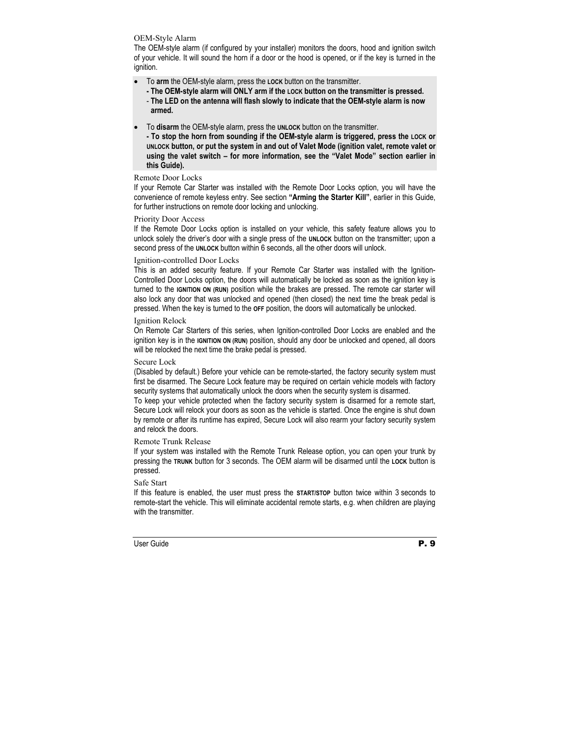### OEM-Style Alarm

The OEM-style alarm (if configured by your installer) monitors the doors, hood and ignition switch of your vehicle. It will sound the horn if a door or the hood is opened, or if the key is turned in the ignition.

- To **arm** the OEM-style alarm, press the **LOCK** button on the transmitter.
  **- The OEM-style alarm will ONLY arm if the LOCK button on the transmitter is pressed.**
  **- The LED on the antenna will flash slowly to indicate that the OEM-style alarm is now armed.**
- To **disarm** the OEM-style alarm, press the **UNLOCK** button on the transmitter.
  **- To stop the horn from sounding if the OEM-style alarm is triggered, press the LOCK or UNLOCK button, or put the system in and out of Valet Mode (ignition valet, remote valet or using the valet switch – for more information, see the "Valet Mode" section earlier in this Guide).**

### Remote Door Locks

If your Remote Car Starter was installed with the Remote Door Locks option, you will have the convenience of remote keyless entry. See section **"Arming the Starter Kill"**, earlier in this Guide, for further instructions on remote door locking and unlocking.

### Priority Door Access

If the Remote Door Locks option is installed on your vehicle, this safety feature allows you to unlock solely the driver's door with a single press of the **UNLOCK** button on the transmitter; upon a second press of the **UNLOCK** button within 6 seconds, all the other doors will unlock.

### Ignition-controlled Door Locks

This is an added security feature. If your Remote Car Starter was installed with the Ignition-Controlled Door Locks option, the doors will automatically be locked as soon as the ignition key is turned to the **IGNITION ON (RUN)** position while the brakes are pressed. The remote car starter will also lock any door that was unlocked and opened (then closed) the next time the break pedal is pressed. When the key is turned to the **OFF** position, the doors will automatically be unlocked.

### Ignition Relock

On Remote Car Starters of this series, when Ignition-controlled Door Locks are enabled and the ignition key is in the **IGNITION ON (RUN)** position, should any door be unlocked and opened, all doors will be relocked the next time the brake pedal is pressed.

### Secure Lock

(Disabled by default.) Before your vehicle can be remote-started, the factory security system must first be disarmed. The Secure Lock feature may be required on certain vehicle models with factory security systems that automatically unlock the doors when the security system is disarmed.

To keep your vehicle protected when the factory security system is disarmed for a remote start, Secure Lock will relock your doors as soon as the vehicle is started. Once the engine is shut down by remote or after its runtime has expired, Secure Lock will also rearm your factory security system and relock the doors.

### Remote Trunk Release

If your system was installed with the Remote Trunk Release option, you can open your trunk by pressing the **TRUNK** button for 3 seconds. The OEM alarm will be disarmed until the **LOCK** button is pressed.

### Safe Start

If this feature is enabled, the user must press the **START/STOP** button twice within 3 seconds to remote-start the vehicle. This will eliminate accidental remote starts, e.g. when children are playing with the transmitter.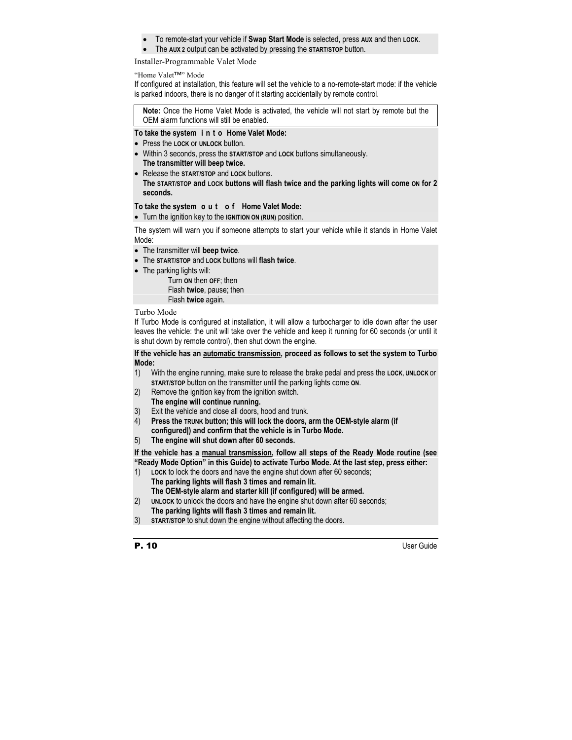- To remote-start your vehicle if **Swap Start Mode** is selected, press **AUX** and then **LOCK**.
- The **AUX 2** output can be activated by pressing the **START/STOP** button.

### Installer-Programmable Valet Mode

#### "Home Valet™" Mode

If configured at installation, this feature will set the vehicle to a no-remote-start mode: if the vehicle is parked indoors, there is no danger of it starting accidentally by remote control.

> **Note:** Once the Home Valet Mode is activated, the vehicle will not start by remote but the OEM alarm functions will still be enabled.

**To take the system into Home Valet Mode:**

- Press the **LOCK** or **UNLOCK** button.
- Within 3 seconds, press the **START/STOP** and **LOCK** buttons simultaneously.
  **The transmitter will beep twice.**
- Release the **START/STOP** and **LOCK** buttons.
  **The START/STOP and LOCK buttons will flash twice and the parking lights will come ON for 2 seconds.**

**To take the system out of Home Valet Mode:**

- Turn the ignition key to the **IGNITION ON (RUN)** position.

The system will warn you if someone attempts to start your vehicle while it stands in Home Valet Mode:

- The transmitter will **beep twice**.
- The **START/STOP** and **LOCK** buttons will **flash twice**.
- The parking lights will:
  - Turn **ON** then **OFF**; then
  - Flash **twice**, pause; then
  - Flash **twice** again.

### Turbo Mode

If Turbo Mode is configured at installation, it will allow a turbocharger to idle down after the user leaves the vehicle: the unit will take over the vehicle and keep it running for 60 seconds (or until it is shut down by remote control), then shut down the engine.

**If the vehicle has an automatic transmission, proceed as follows to set the system to Turbo Mode:**

1) With the engine running, make sure to release the brake pedal and press the **LOCK**, **UNLOCK** or **START/STOP** button on the transmitter until the parking lights come **ON**.
2) Remove the ignition key from the ignition switch.
   **The engine will continue running.**
3) Exit the vehicle and close all doors, hood and trunk.
4) **Press the TRUNK button; this will lock the doors, arm the OEM-style alarm (if configured|) and confirm that the vehicle is in Turbo Mode.**
5) **The engine will shut down after 60 seconds.**

**If the vehicle has a manual transmission, follow all steps of the Ready Mode routine (see "Ready Mode Option" in this Guide) to activate Turbo Mode. At the last step, press either:**

1) **LOCK** to lock the doors and have the engine shut down after 60 seconds;
   **The parking lights will flash 3 times and remain lit.**
   **The OEM-style alarm and starter kill (if configured) will be armed.**
2) **UNLOCK** to unlock the doors and have the engine shut down after 60 seconds;
   **The parking lights will flash 3 times and remain lit.**
3) **START/STOP** to shut down the engine without affecting the doors.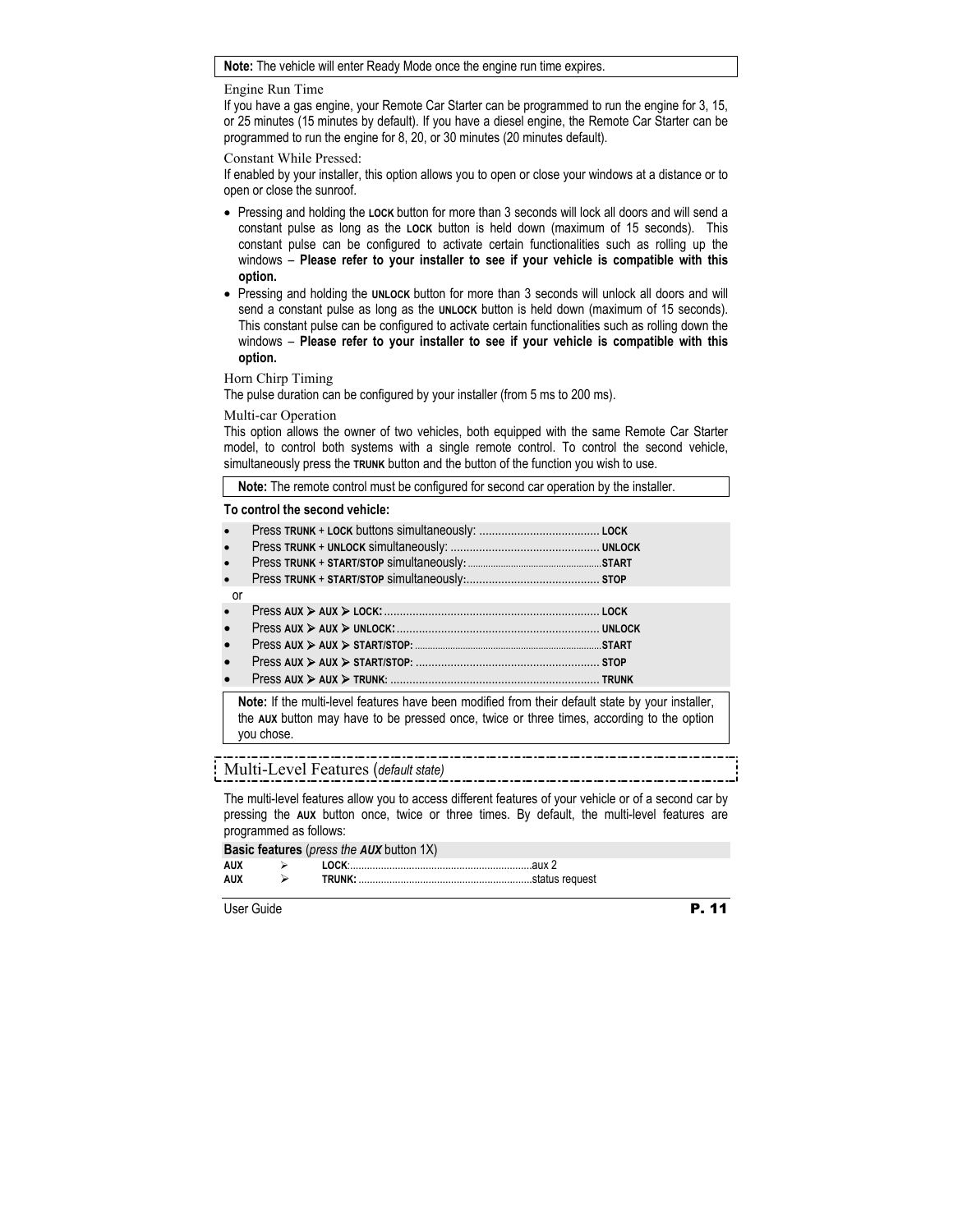**Note:** The vehicle will enter Ready Mode once the engine run time expires.

### Engine Run Time

If you have a gas engine, your Remote Car Starter can be programmed to run the engine for 3, 15, or 25 minutes (15 minutes by default). If you have a diesel engine, the Remote Car Starter can be programmed to run the engine for 8, 20, or 30 minutes (20 minutes default).

### Constant While Pressed:

If enabled by your installer, this option allows you to open or close your windows at a distance or to open or close the sunroof.

- Pressing and holding the **LOCK** button for more than 3 seconds will lock all doors and will send a constant pulse as long as the **LOCK** button is held down (maximum of 15 seconds). This constant pulse can be configured to activate certain functionalities such as rolling up the windows – **Please refer to your installer to see if your vehicle is compatible with this option.**
- Pressing and holding the **UNLOCK** button for more than 3 seconds will unlock all doors and will send a constant pulse as long as the **UNLOCK** button is held down (maximum of 15 seconds). This constant pulse can be configured to activate certain functionalities such as rolling down the windows – **Please refer to your installer to see if your vehicle is compatible with this option.**

### Horn Chirp Timing

The pulse duration can be configured by your installer (from 5 ms to 200 ms).

### Multi-car Operation

This option allows the owner of two vehicles, both equipped with the same Remote Car Starter model, to control both systems with a single remote control. To control the second vehicle, simultaneously press the **TRUNK** button and the button of the function you wish to use.

**Note:** The remote control must be configured for second car operation by the installer.

**To control the second vehicle:**

- Press **TRUNK** + **LOCK** buttons simultaneously: ...................................... **LOCK**
- Press **TRUNK** + **UNLOCK** simultaneously: ............................................... **UNLOCK**
- Press **TRUNK** + **START/STOP** simultaneously: ........................................... **START**
- Press **TRUNK** + **START/STOP** simultaneously:.......................................... **STOP**

or

- Press **AUX** ➢ **AUX** ➢ **LOCK:** .................................................................... **LOCK**
- Press **AUX** ➢ **AUX** ➢ **UNLOCK:** ................................................................ **UNLOCK**
- Press **AUX** ➢ **AUX** ➢ **START/STOP:** .......................................................... **START**
- Press **AUX** ➢ **AUX** ➢ **START/STOP:** .......................................................... **STOP**
- Press **AUX** ➢ **AUX** ➢ **TRUNK:** .................................................................. **TRUNK**

**Note:** If the multi-level features have been modified from their default state by your installer, the **AUX** button may have to be pressed once, twice or three times, according to the option you chose.

## Multi-Level Features (*default state*)

The multi-level features allow you to access different features of your vehicle or of a second car by pressing the **AUX** button once, twice or three times. By default, the multi-level features are programmed as follows:

**Basic features** (*press the **AUX** button 1X*)

**AUX** ➢ **LOCK**:.................................................................aux 2
**AUX** ➢ **TRUNK:** ..............................................................status request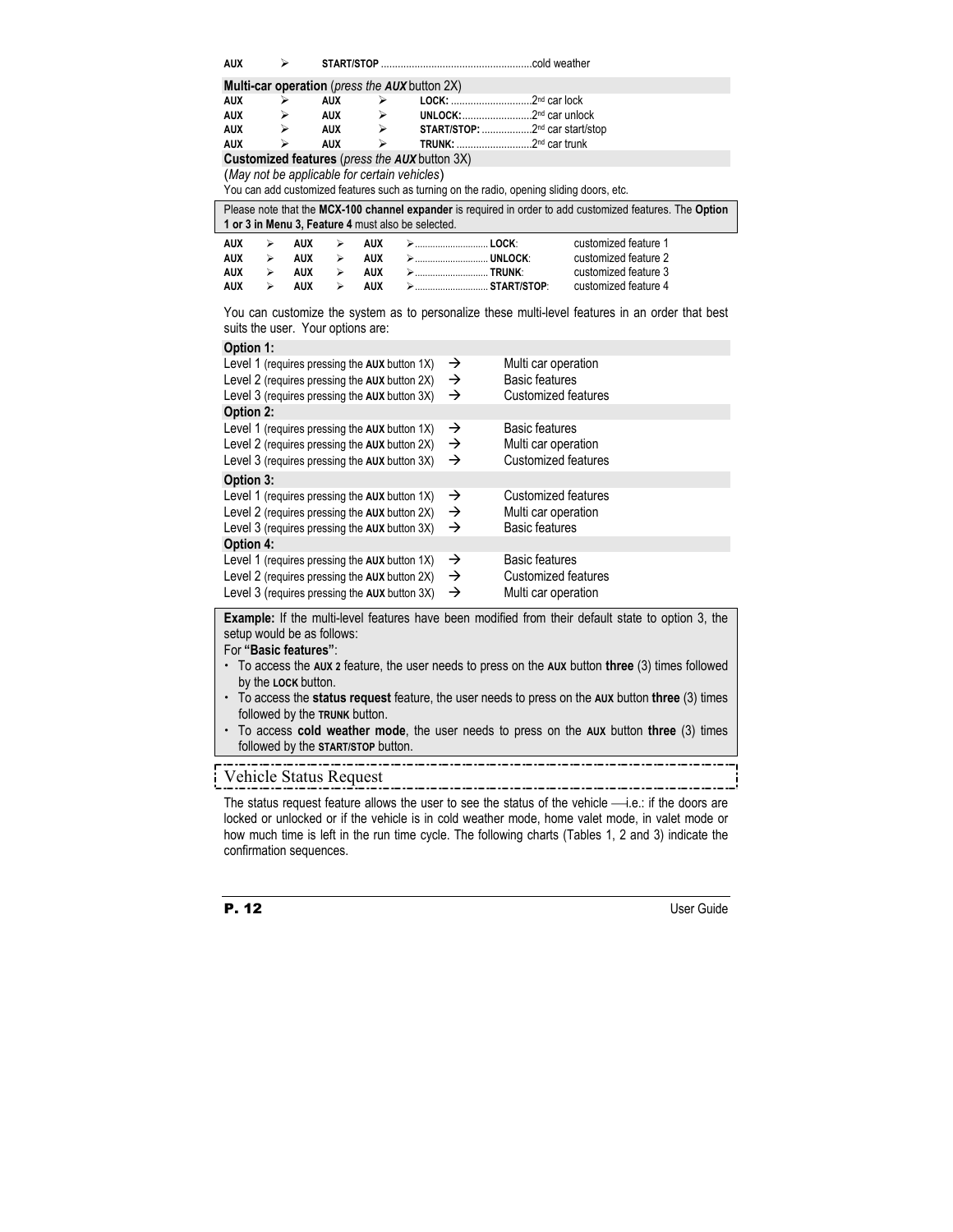| AUX | ➢ | START/STOP ..................................................cold weather |
|---|---|---|

**Multi-car operation** (*press the **AUX** button 2X*)

| | | | | |
|---|---|---|---|---|
| AUX | ➢ | AUX | ➢ | **LOCK:** ............................2nd car lock |
| AUX | ➢ | AUX | ➢ | **UNLOCK:**.........................2nd car unlock |
| AUX | ➢ | AUX | ➢ | **START/STOP:** ..................2nd car start/stop |
| AUX | ➢ | AUX | ➢ | **TRUNK:** ...........................2nd car trunk |

**Customized features** (*press the **AUX** button 3X*)

(*May not be applicable for certain vehicles*)

You can add customized features such as turning on the radio, opening sliding doors, etc.

> Please note that the **MCX-100 channel expander** is required in order to add customized features. The **Option 1 or 3 in Menu 3, Feature 4** must also be selected.

| | | | | | | | |
|---|---|---|---|---|---|---|---|
| AUX | ➢ | AUX | ➢ | AUX | ➢........................... **LOCK**: | customized feature 1 |
| AUX | ➢ | AUX | ➢ | AUX | ➢........................... **UNLOCK**: | customized feature 2 |
| AUX | ➢ | AUX | ➢ | AUX | ➢........................... **TRUNK**: | customized feature 3 |
| AUX | ➢ | AUX | ➢ | AUX | ➢........................... **START/STOP**: | customized feature 4 |

You can customize the system as to personalize these multi-level features in an order that best suits the user. Your options are:

**Option 1:**

| | | |
|---|---|---|
| Level 1 (requires pressing the **AUX** button 1X) | → | Multi car operation |
| Level 2 (requires pressing the **AUX** button 2X) | → | Basic features |
| Level 3 (requires pressing the **AUX** button 3X) | → | Customized features |

**Option 2:**

| | | |
|---|---|---|
| Level 1 (requires pressing the **AUX** button 1X) | → | Basic features |
| Level 2 (requires pressing the **AUX** button 2X) | → | Multi car operation |
| Level 3 (requires pressing the **AUX** button 3X) | → | Customized features |

**Option 3:**

| | | |
|---|---|---|
| Level 1 (requires pressing the **AUX** button 1X) | → | Customized features |
| Level 2 (requires pressing the **AUX** button 2X) | → | Multi car operation |
| Level 3 (requires pressing the **AUX** button 3X) | → | Basic features |

**Option 4:**

| | | |
|---|---|---|
| Level 1 (requires pressing the **AUX** button 1X) | → | Basic features |
| Level 2 (requires pressing the **AUX** button 2X) | → | Customized features |
| Level 3 (requires pressing the **AUX** button 3X) | → | Multi car operation |

> **Example:** If the multi-level features have been modified from their default state to option 3, the setup would be as follows:
>
> For **"Basic features"**:
>
> - To access the **AUX 2** feature, the user needs to press on the **AUX** button **three** (3) times followed by the **LOCK** button.
> - To access the **status request** feature, the user needs to press on the **AUX** button **three** (3) times followed by the **TRUNK** button.
> - To access **cold weather mode**, the user needs to press on the **AUX** button **three** (3) times followed by the **START/STOP** button.

## Vehicle Status Request

The status request feature allows the user to see the status of the vehicle —i.e.: if the doors are locked or unlocked or if the vehicle is in cold weather mode, home valet mode, in valet mode or how much time is left in the run time cycle. The following charts (Tables 1, 2 and 3) indicate the confirmation sequences.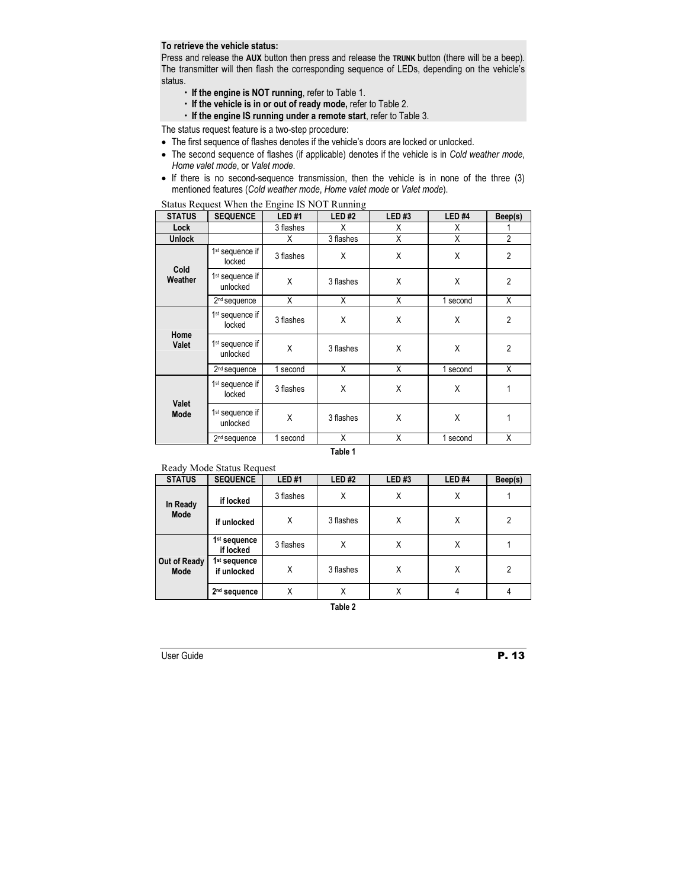**To retrieve the vehicle status:**

Press and release the **AUX** button then press and release the **TRUNK** button (there will be a beep). The transmitter will then flash the corresponding sequence of LEDs, depending on the vehicle's status.

- **If the engine is NOT running**, refer to Table 1.
- **If the vehicle is in or out of ready mode,** refer to Table 2.
- **If the engine IS running under a remote start**, refer to Table 3.

The status request feature is a two-step procedure:

- The first sequence of flashes denotes if the vehicle's doors are locked or unlocked.
- The second sequence of flashes (if applicable) denotes if the vehicle is in *Cold weather mode*, *Home valet mode*, or *Valet mode*.
- If there is no second-sequence transmission, then the vehicle is in none of the three (3) mentioned features (*Cold weather mode*, *Home valet mode* or *Valet mode*).

Status Request When the Engine IS NOT Running

| STATUS | SEQUENCE | LED #1 | LED #2 | LED #3 | LED #4 | Beep(s) |
|---|---|---|---|---|---|---|
| **Lock** | | 3 flashes | X | X | X | 1 |
| **Unlock** | | X | 3 flashes | X | X | 2 |
| **Cold Weather** | 1st sequence if locked | 3 flashes | X | X | X | 2 |
| | 1st sequence if unlocked | X | 3 flashes | X | X | 2 |
| | 2nd sequence | X | X | X | 1 second | X |
| **Home Valet** | 1st sequence if locked | 3 flashes | X | X | X | 2 |
| | 1st sequence if unlocked | X | 3 flashes | X | X | 2 |
| | 2nd sequence | 1 second | X | X | 1 second | X |
| **Valet Mode** | 1st sequence if locked | 3 flashes | X | X | X | 1 |
| | 1st sequence if unlocked | X | 3 flashes | X | X | 1 |
| | 2nd sequence | 1 second | X | X | 1 second | X |

**Table 1**

Ready Mode Status Request

| STATUS | SEQUENCE | LED #1 | LED #2 | LED #3 | LED #4 | Beep(s) |
|---|---|---|---|---|---|---|
| **In Ready Mode** | **if locked** | 3 flashes | X | X | X | 1 |
| | **if unlocked** | X | 3 flashes | X | X | 2 |
| **Out of Ready Mode** | **1st sequence if locked** | 3 flashes | X | X | X | 1 |
| | **1st sequence if unlocked** | X | 3 flashes | X | X | 2 |
| | **2nd sequence** | X | X | X | 4 | 4 |

**Table 2**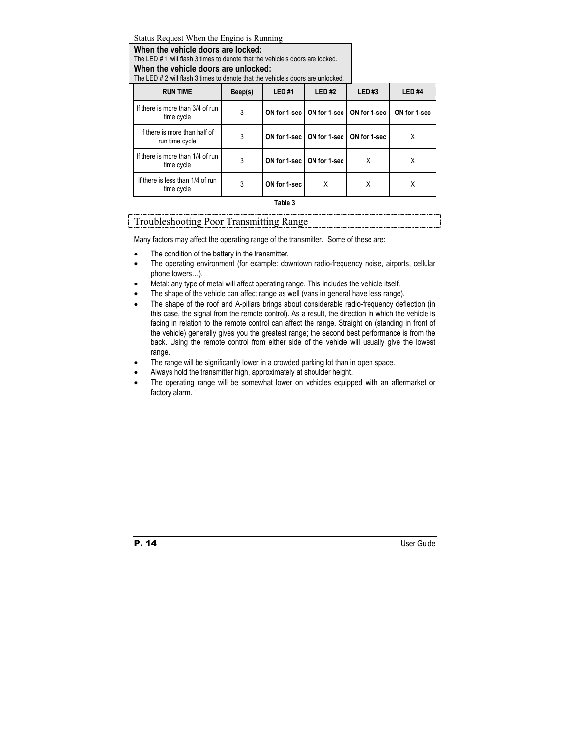Status Request When the Engine is Running

**When the vehicle doors are locked:**
The LED # 1 will flash 3 times to denote that the vehicle's doors are locked.
**When the vehicle doors are unlocked:**
The LED # 2 will flash 3 times to denote that the vehicle's doors are unlocked.

| RUN TIME | Beep(s) | LED #1 | LED #2 | LED #3 | LED #4 |
|---|---|---|---|---|---|
| If there is more than 3/4 of run time cycle | 3 | **ON for 1-sec** | **ON for 1-sec** | **ON for 1-sec** | **ON for 1-sec** |
| If there is more than half of run time cycle | 3 | **ON for 1-sec** | **ON for 1-sec** | **ON for 1-sec** | X |
| If there is more than 1/4 of run time cycle | 3 | **ON for 1-sec** | **ON for 1-sec** | X | X |
| If there is less than 1/4 of run time cycle | 3 | **ON for 1-sec** | X | X | X |

**Table 3**

## Troubleshooting Poor Transmitting Range

Many factors may affect the operating range of the transmitter. Some of these are:

- The condition of the battery in the transmitter.
- The operating environment (for example: downtown radio-frequency noise, airports, cellular phone towers…).
- Metal: any type of metal will affect operating range. This includes the vehicle itself.
- The shape of the vehicle can affect range as well (vans in general have less range).
- The shape of the roof and A-pillars brings about considerable radio-frequency deflection (in this case, the signal from the remote control). As a result, the direction in which the vehicle is facing in relation to the remote control can affect the range. Straight on (standing in front of the vehicle) generally gives you the greatest range; the second best performance is from the back. Using the remote control from either side of the vehicle will usually give the lowest range.
- The range will be significantly lower in a crowded parking lot than in open space.
- Always hold the transmitter high, approximately at shoulder height.
- The operating range will be somewhat lower on vehicles equipped with an aftermarket or factory alarm.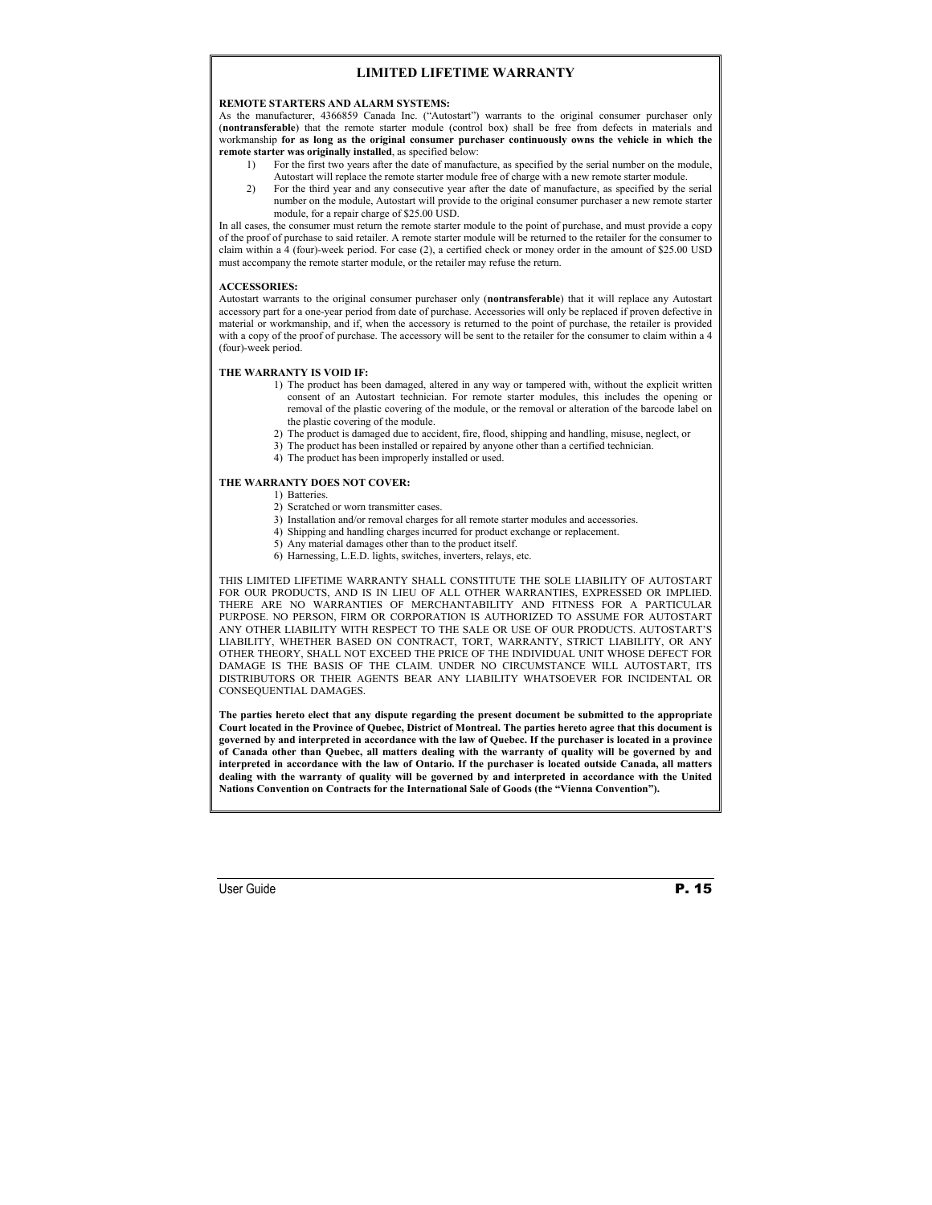# LIMITED LIFETIME WARRANTY

**REMOTE STARTERS AND ALARM SYSTEMS:**

As the manufacturer, 4366859 Canada Inc. ("Autostart") warrants to the original consumer purchaser only (**nontransferable**) that the remote starter module (control box) shall be free from defects in materials and workmanship **for as long as the original consumer purchaser continuously owns the vehicle in which the remote starter was originally installed**, as specified below:

1) For the first two years after the date of manufacture, as specified by the serial number on the module, Autostart will replace the remote starter module free of charge with a new remote starter module.
2) For the third year and any consecutive year after the date of manufacture, as specified by the serial number on the module, Autostart will provide to the original consumer purchaser a new remote starter module, for a repair charge of $25.00 USD.

In all cases, the consumer must return the remote starter module to the point of purchase, and must provide a copy of the proof of purchase to said retailer. A remote starter module will be returned to the retailer for the consumer to claim within a 4 (four)-week period. For case (2), a certified check or money order in the amount of $25.00 USD must accompany the remote starter module, or the retailer may refuse the return.

**ACCESSORIES:**

Autostart warrants to the original consumer purchaser only (**nontransferable**) that it will replace any Autostart accessory part for a one-year period from date of purchase. Accessories will only be replaced if proven defective in material or workmanship, and if, when the accessory is returned to the point of purchase, the retailer is provided with a copy of the proof of purchase. The accessory will be sent to the retailer for the consumer to claim within a 4 (four)-week period.

**THE WARRANTY IS VOID IF:**

1) The product has been damaged, altered in any way or tampered with, without the explicit written consent of an Autostart technician. For remote starter modules, this includes the opening or removal of the plastic covering of the module, or the removal or alteration of the barcode label on the plastic covering of the module.
2) The product is damaged due to accident, fire, flood, shipping and handling, misuse, neglect, or
3) The product has been installed or repaired by anyone other than a certified technician.
4) The product has been improperly installed or used.

**THE WARRANTY DOES NOT COVER:**

1) Batteries.
2) Scratched or worn transmitter cases.
3) Installation and/or removal charges for all remote starter modules and accessories.
4) Shipping and handling charges incurred for product exchange or replacement.
5) Any material damages other than to the product itself.
6) Harnessing, L.E.D. lights, switches, inverters, relays, etc.

THIS LIMITED LIFETIME WARRANTY SHALL CONSTITUTE THE SOLE LIABILITY OF AUTOSTART FOR OUR PRODUCTS, AND IS IN LIEU OF ALL OTHER WARRANTIES, EXPRESSED OR IMPLIED. THERE ARE NO WARRANTIES OF MERCHANTABILITY AND FITNESS FOR A PARTICULAR PURPOSE. NO PERSON, FIRM OR CORPORATION IS AUTHORIZED TO ASSUME FOR AUTOSTART ANY OTHER LIABILITY WITH RESPECT TO THE SALE OR USE OF OUR PRODUCTS. AUTOSTART'S LIABILITY, WHETHER BASED ON CONTRACT, TORT, WARRANTY, STRICT LIABILITY, OR ANY OTHER THEORY, SHALL NOT EXCEED THE PRICE OF THE INDIVIDUAL UNIT WHOSE DEFECT FOR DAMAGE IS THE BASIS OF THE CLAIM. UNDER NO CIRCUMSTANCE WILL AUTOSTART, ITS DISTRIBUTORS OR THEIR AGENTS BEAR ANY LIABILITY WHATSOEVER FOR INCIDENTAL OR CONSEQUENTIAL DAMAGES.

**The parties hereto elect that any dispute regarding the present document be submitted to the appropriate Court located in the Province of Quebec, District of Montreal. The parties hereto agree that this document is governed by and interpreted in accordance with the law of Quebec. If the purchaser is located in a province of Canada other than Quebec, all matters dealing with the warranty of quality will be governed by and interpreted in accordance with the law of Ontario. If the purchaser is located outside Canada, all matters dealing with the warranty of quality will be governed by and interpreted in accordance with the United Nations Convention on Contracts for the International Sale of Goods (the "Vienna Convention").**